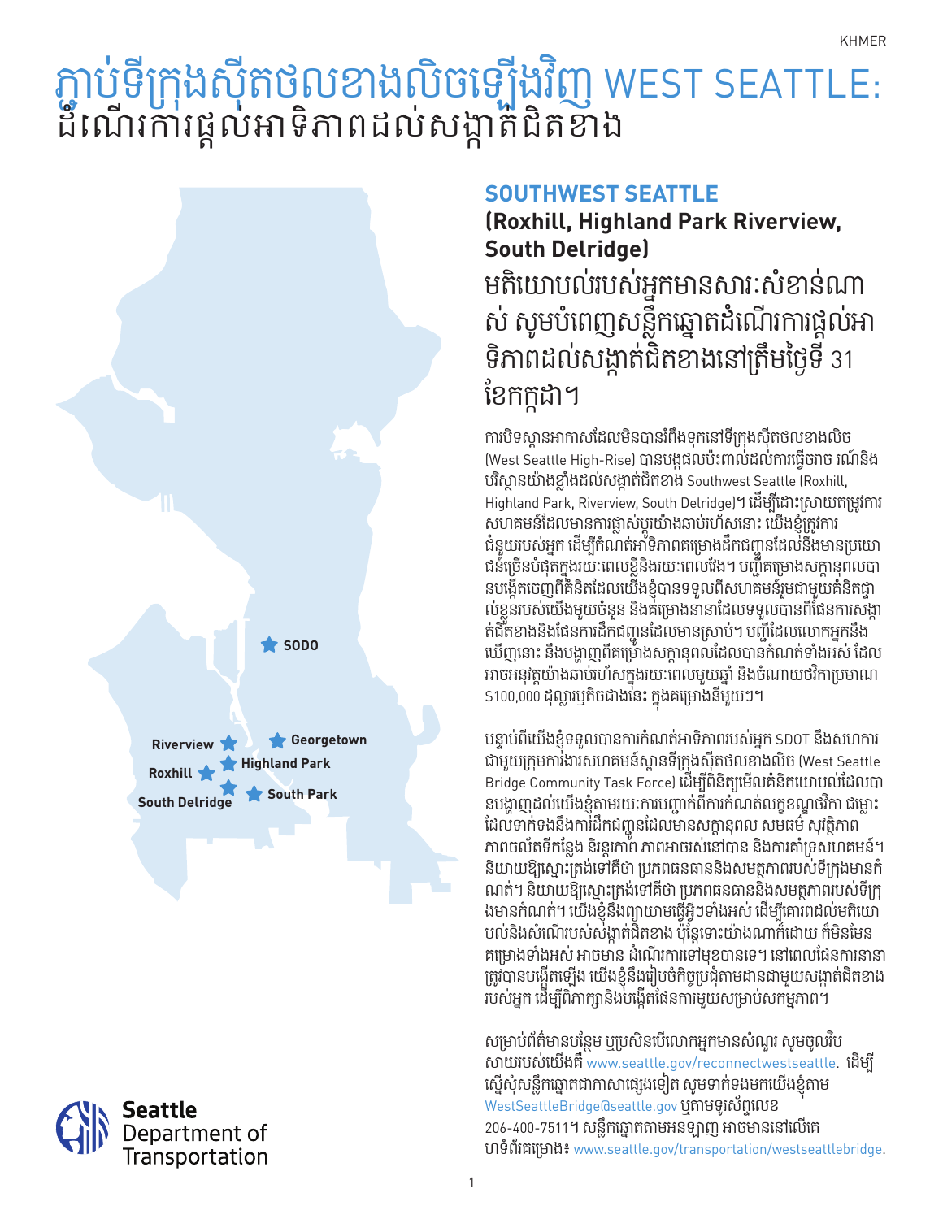KHMER

# ភ្ជាប់ទីក្រុងស៊ីតថលខាងលិចឡើងវិញ WEST SEATTLE: ដំណើរការផ្តល់អាទិភាពដល់សង្កាត់ជិតខាង

SODO

Riverview

Georgetown

Highland Park

Roxhill

South Park

South Delridge

## SOUTHWEST SEATTLE

### (Roxhill, Highland Park Riverview, South Delridge)

## មតិយោបល់របស់អ្នកមានសារៈសំខាន់ណាស់ សូមបំពេញសន្លឹកឆ្នោតដំណើរការផ្តល់អាទិភាពដល់សង្កាត់ជិតខាងនៅត្រឹមថ្ងៃទី 31 ខែកក្កដា។

ការបិទស្ពានអាកាសដែលមិនបានរំពឹងទុកនៅទីក្រុងស៊ីតថលខាងលិច (West Seattle High-Rise) បានបង្កផលប៉ះពាល់ដល់ការធ្វើចរាចរណ៍និងបរិស្ថានយ៉ាងខ្លាំងដល់សង្កាត់ជិតខាង Southwest Seattle (Roxhill, Highland Park, Riverview, South Delridge)។ ដើម្បីដោះស្រាយតម្រូវការសហគមន៍ដែលមានការផ្លាស់ប្តូរយ៉ាងឆាប់រហ័សនោះ យើងខ្ញុំត្រូវការជំនួយរបស់អ្នក ដើម្បីកំណត់អាទិភាពគម្រោងដឹកជញ្ជូនដែលនឹងមានប្រយោជន៍ច្រើនបំផុតក្នុងរយៈពេលខ្លីនិងរយៈពេលវែង។ បញ្ជីគម្រោងសក្តានុពលបានបង្កើតចេញពីគំនិតដែលយើងខ្ញុំបានទទួលពីសហគមន៍រួមជាមួយគំនិតផ្ទាល់ខ្លួនរបស់យើងមួយចំនួន និងគម្រោងនានាដែលទទួលបានពីផែនការសង្កាត់ជិតខាងនិងផែនការដឹកជញ្ជូនដែលមានស្រាប់។ បញ្ជីដែលលោកអ្នកនឹងឃើញនោះ នឹងបង្ហាញពីគម្រោងសក្តានុពលដែលបានកំណត់ទាំងអស់ ដែលអាចអនុវត្តយ៉ាងឆាប់រហ័សក្នុងរយៈពេលមួយឆ្នាំ និងចំណាយថវិកាប្រមាណ $100,000 ដុល្លារឬតិចជាងនេះ ក្នុងគម្រោងនីមួយៗ។

បន្ទាប់ពីយើងខ្ញុំទទួលបានការកំណត់អាទិភាពរបស់អ្នក SDOT នឹងសហការជាមួយក្រុមការងារសហគមន៍ស្ពានទីក្រុងស៊ីតថលខាងលិច (West Seattle Bridge Community Task Force) ដើម្បីពិនិត្យមើលគំនិតយោបល់ដែលបានបង្ហាញដល់យើងខ្ញុំតាមរយៈការបញ្ចាក់ពីការកំណត់លក្ខខណ្ឌវិនិច្ឆ័យ ដូចជា៖ ដែលទាក់ទងនឹងការដឹកជញ្ជូនដែលមានសក្តានុពល សមធម៌ សុវត្ថិភាព ភាពចល័តទីកន្លែង និរន្តរភាព ភាពអាចរស់នៅបាន និងការគាំទ្រសហគមន៍។ និយាយឱ្យស្មោះត្រង់ទៅគឺថា ប្រភពធនធាននិងសមត្ថភាពរបស់ទីក្រុងមានកំណត់។ និយាយឱ្យស្មោះត្រង់ទៅគឺថា ប្រភពធនធាននិងសមត្ថភាពរបស់ទីក្រុងមានកំណត់។ យើងខ្ញុំនឹងព្យាយាមធ្វើអ្វីៗទាំងអស់ ដើម្បីគោរពដល់មតិយោបល់និងសំណើរបស់សង្កាត់ជិតខាង ប៉ុន្តែទោះយ៉ាងណាក៏ដោយ ក៏មិនមែនគម្រោងទាំងអស់ អាចមាន ដំណើរការទៅមុខបានទេ។ នៅពេលផែនការនានាត្រូវបានបង្កើតឡើង យើងខ្ញុំនឹងរៀបចំកិច្ចប្រជុំតាមដានជាមួយសង្កាត់ជិតខាងរបស់អ្នក ដើម្បីពិភាក្សានិងបង្កើតផែនការមួយសម្រាប់សកម្មភាព។

សម្រាប់ព័ត៌មានបន្ថែម ឬប្រសិនបើលោកអ្នកមានសំណួរ សូមចូលវិបសាយរបស់យើងគឺ www.seattle.gov/reconnectwestseattle. ដើម្បីស្នើសុំសន្លឹកឆ្នោតជាភាសាផ្សេងទៀត សូមទាក់ទងមកយើងខ្ញុំតាម WestSeattleBridge@seattle.gov ឬតាមទូរស័ព្ទលេខ 206-400-7511។ សន្លឹកឆ្នោតតាមអនឡាញ អាចមាននៅលើគេហទំព័រគម្រោង៖ www.seattle.gov/transportation/westseattlebridge.

Seattle Department of Transportation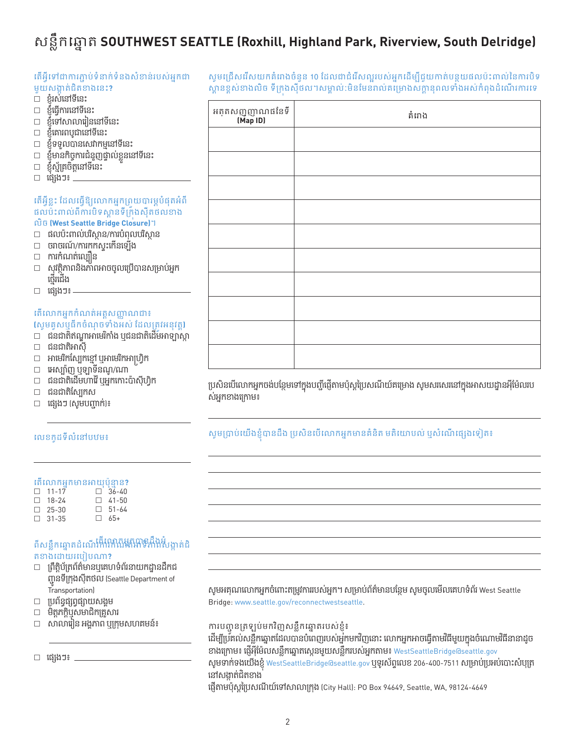# សន្លឹកឆ្នោត SOUTHWEST SEATTLE (Roxhill, Highland Park, Riverview, South Delridge)

តើអ្វីទៅជាការភ្ជាប់ទំនាក់ទំនងសំខាន់របស់អ្នកជាមួយសង្កាត់ជិតខាងនេះ?

- ☐ ខ្ញុំរស់នៅទីនេះ
- ☐ ខ្ញុំធ្វើការនៅទីនេះ
- ☐ ខ្ញុំទៅសាលារៀននៅទីនេះ
- ☐ ខ្ញុំគោរពបូជានៅទីនេះ
- ☐ ខ្ញុំទទួលបានសេវាកម្មនៅទីនេះ
- ☐ ខ្ញុំមានកិច្ចការជំនួញផ្ទាល់ខ្លួននៅទីនេះ
- ☐ ខ្ញុំស្ម័គ្រចិត្តនៅទីនេះ
- ☐ ផ្សេងៗ៖ ______________________

តើអ្វីខ្លះ ដែលធ្វើឱ្យលោកអ្នកព្រួយបារម្ភបំផុតអំពីផលប៉ះពាល់ពីការបិទស្ពានទីក្រុងស៊ីតថលខាងលិច (West Seattle Bridge Closure)។

- ☐ ផលប៉ះពាល់បរិស្ថាន/ការបំពុលបរិស្ថាន
- ☐ ចរាចរណ៍/ការកកស្ទះកើនឡើង
- ☐ ការកំណត់ល្បឿន
- ☐ សុវត្ថិភាពនិងភាពអាចចូលប្រើបានសម្រាប់អ្នកថ្មើរជើង
- ☐ ផ្សេងៗ៖ ______________________

តើលោកអ្នកកំណត់អត្តសញ្ញាណជា៖ (សូមគូសឬធីកចំណុចទាំងអស់ ដែលត្រូវអនុវត្ត)

- ☐ ជនជាតិឥណ្ឌាអាមេរិកាំង ឬជនជាតិដើមអាឡាស្កា
- ☐ ជនជាតិអាស៊ី
- ☐ អាមេរិកស្បែកខ្មៅ ឬអាមេរិកអាហ្វ្រិក
- ☐ អេស្ប៉ាញ ឬឡាទីនណូ/ណា
- ☐ ជនជាតិដើមហាវ៉ៃ ឬអ្នកកោះប៉ាស៊ីហ្វិក
- ☐ ជនជាតិស្បែកស
- ☐ ផ្សេងៗ (សូមបញ្ជាក់)៖

______________________

លេខកូដទីលំនៅបឋម៖

______________________

តើលោកអ្នកមានអាយុប៉ុន្មាន?

| | |
|---|---|
| ☐ 11-17 | ☐ 36-40 |
| ☐ 18-24 | ☐ 41-50 |
| ☐ 25-30 | ☐ 51-64 |
| ☐ 31-35 | ☐ 65+ |

តើលោកអ្នកបានដឹងអំពីសន្លឹកឆ្នោតដំណើរការកែលម្អទីកន្លែងសង្កាត់ជិតខាងដោយរបៀបណា?

- ☐ ព្រឹត្តិប័ត្រព័ត៌មានឬគេហទំព័រនាយកដ្ឋានដឹកជញ្ជូនទីក្រុងស៊ីតថល (Seattle Department of Transportation)
- ☐ ប្រព័ន្ធផ្សព្វផ្សាយសង្គម
- ☐ មិត្តភក្តិឬសមាជិកគ្រួសារ
- ☐ សាលារៀន អង្គភាព ឬក្រុមសហគមន៍៖

______________________

- ☐ ផ្សេងៗ៖ ______________________

សូមជ្រើសរើសយកគំរោងចំនួន 10 ដែលជាជំរើសល្អរបស់អ្នកដើម្បីជួយកាត់បន្ថយផលប៉ះពាល់នៃការបិទស្ពានខ្ពស់ខាងលិច ទីក្រុងស៊ីថល។សម្គាល់:មិនមែនរាល់គម្រោងសក្តានុពលទាំងអស់កំពុងដំណើរការទេ

| អត្តសញ្ញាណនៃទី (Map ID) | គំរោង |
|---|---|
| | |
| | |
| | |
| | |
| | |
| | |
| | |
| | |
| | |
| | |

ប្រសិនបើលោកអ្នកចង់បន្ថែមទៅក្នុងបញ្ជីផ្ញើតាមប៉ុស្តិ៍ប្រៃសណីយ៍គម្រោង សូមសរសេរនៅក្នុងអាសយដ្ឋានអ៊ីម៉ែលរបស់អ្នកខាងក្រោម៖

______________________

សូមប្រាប់យើងខ្ញុំបានដឹង ប្រសិនបើលោកអ្នកមានគំនិត មតិយោបល់ ឬសំណើផ្សេងទៀត៖

______________________

______________________

______________________

______________________

______________________

______________________

______________________

______________________

សូមអរគុណលោកអ្នកចំពោះតម្រូវការរបស់អ្នក។ សម្រាប់ព័ត៌មានបន្ថែម សូមចូលមើលគេហទំព័រ West Seattle Bridge: www.seattle.gov/reconnectwestseattle.

ការបញ្ជូនត្រឡប់មកវិញសន្លឹកឆ្នោតរបស់ខ្ញុំ៖

ដើម្បីប្រគល់សន្លឹកឆ្នោតដែលបានបំពេញរបស់អ្នកមកវិញនោះ លោកអ្នកអាចធ្វើតាមវិធីមួយក្នុងចំណោមវិធីនានាដូចខាងក្រោម៖ ផ្ញើអ៊ីម៉ែលសន្លឹកឆ្នោតស្កេនមួយសន្លឹករបស់អ្នកតាម៖ WestSeattleBridge@seattle.gov

សូមទាក់ទងយើងខ្ញុំ WestSeattleBridge@seattle.gov ឬទូរស័ព្ទលេខ 206-400-7511 សម្រាប់ប្រអប់បោះសំបុត្រនៅសង្កាត់ជិតខាង

ផ្ញើតាមប៉ុស្តិ៍ប្រៃសណីយ៍ទៅសាលាក្រុង (City Hall): PO Box 94649, Seattle, WA, 98124-4649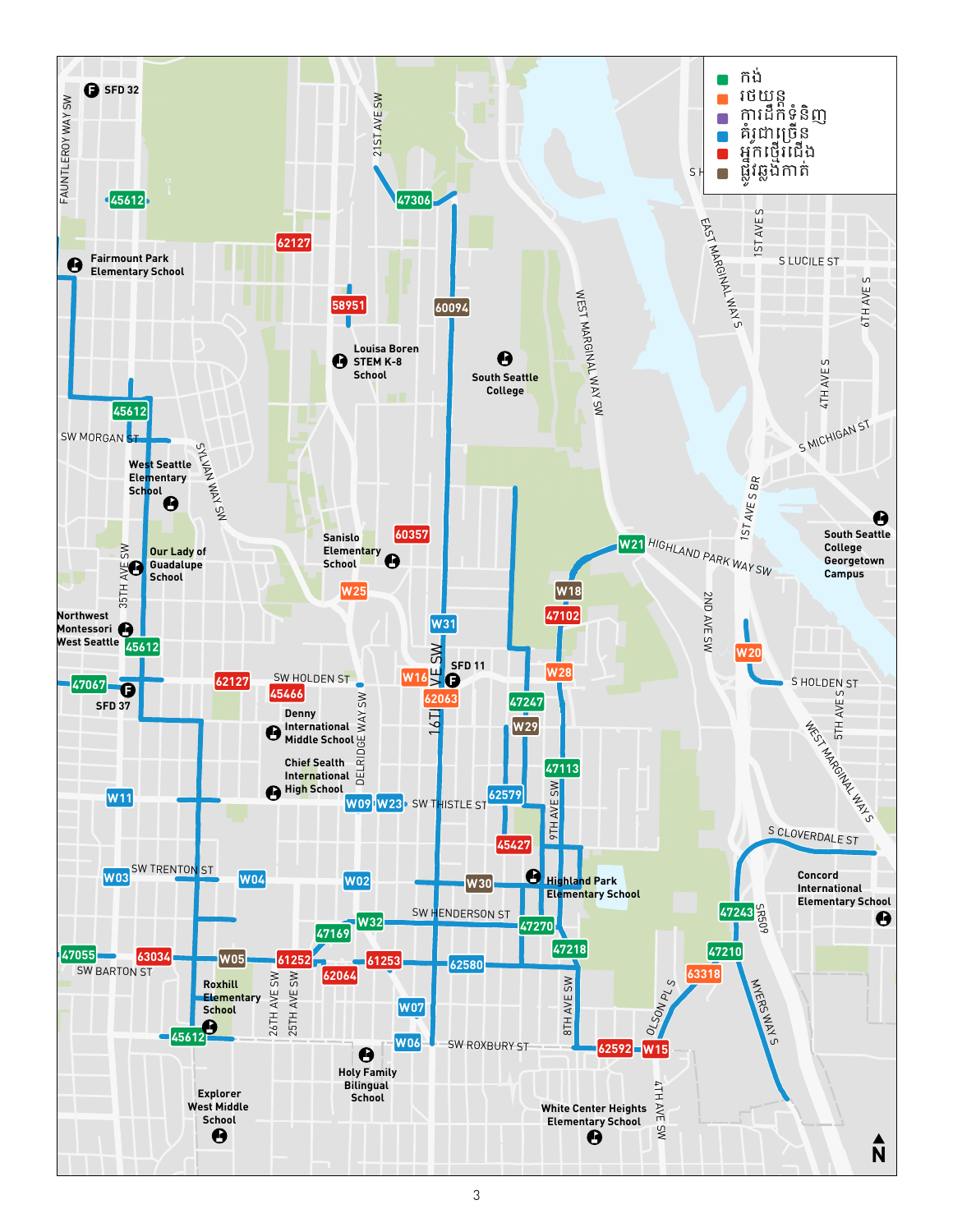- ■ កង់
- ■ រថយន្ត
- ■ ការដឹកទំនិញ
- ■ គំរូជាច្រើន
- ■ អ្នកថ្មើរជើង
- ■ ផ្លូវឆ្លងកាត់

SFD 32
45612
Fairmount Park Elementary School
62127
58951
Louisa Boren STEM K-8 School
21ST AVE SW
47306
60094
South Seattle College
WEST MARGINAL WAY SW
EAST MARGINAL WAY S
1ST AVE S
S LUCILE ST
6TH AVE S
4TH AVE S
S MICHIGAN ST
1ST AVE S BR
South Seattle College Georgetown Campus
FAUNTLEROY WAY SW
45612
SW MORGAN ST
West Seattle Elementary School
SYLVAN WAY SW
Our Lady of Guadalupe School
35TH AVE SW
Northwest Montessori West Seattle
45612
Sanislo Elementary School
60357
W25
W21
HIGHLAND PARK WAY SW
W18
47102
2ND AVE SW
W20
S HOLDEN ST
W31
W16
SFD 11
62063
W28
47067
SFD 37
62127
SW HOLDEN ST
45466
Denny International Middle School
DELRIDGE WAY SW
16TH AVE SW
47247
W29
5TH AVE S
WEST MARGINAL WAY S
Chief Sealth International High School
W11
W09
W23
SW THISTLE ST
62579
47113
9TH AVE SW
45427
S CLOVERDALE ST
W03
SW TRENTON ST
W04
W02
W30
Highland Park Elementary School
Concord International Elementary School
SW HENDERSON ST
W32
47270
47243
SR509
47169
47055
63034
SW BARTON ST
W05
61252
62064
61253
62580
47218
47210
63318
Roxhill Elementary School
26TH AVE SW
25TH AVE SW
W07
8TH AVE SW
OLSON PL S
MYERS WAY S
45612
W06
SW ROXBURY ST
62592
W15
Holy Family Bilingual School
Explorer West Middle School
White Center Heights Elementary School
4TH AVE SW
N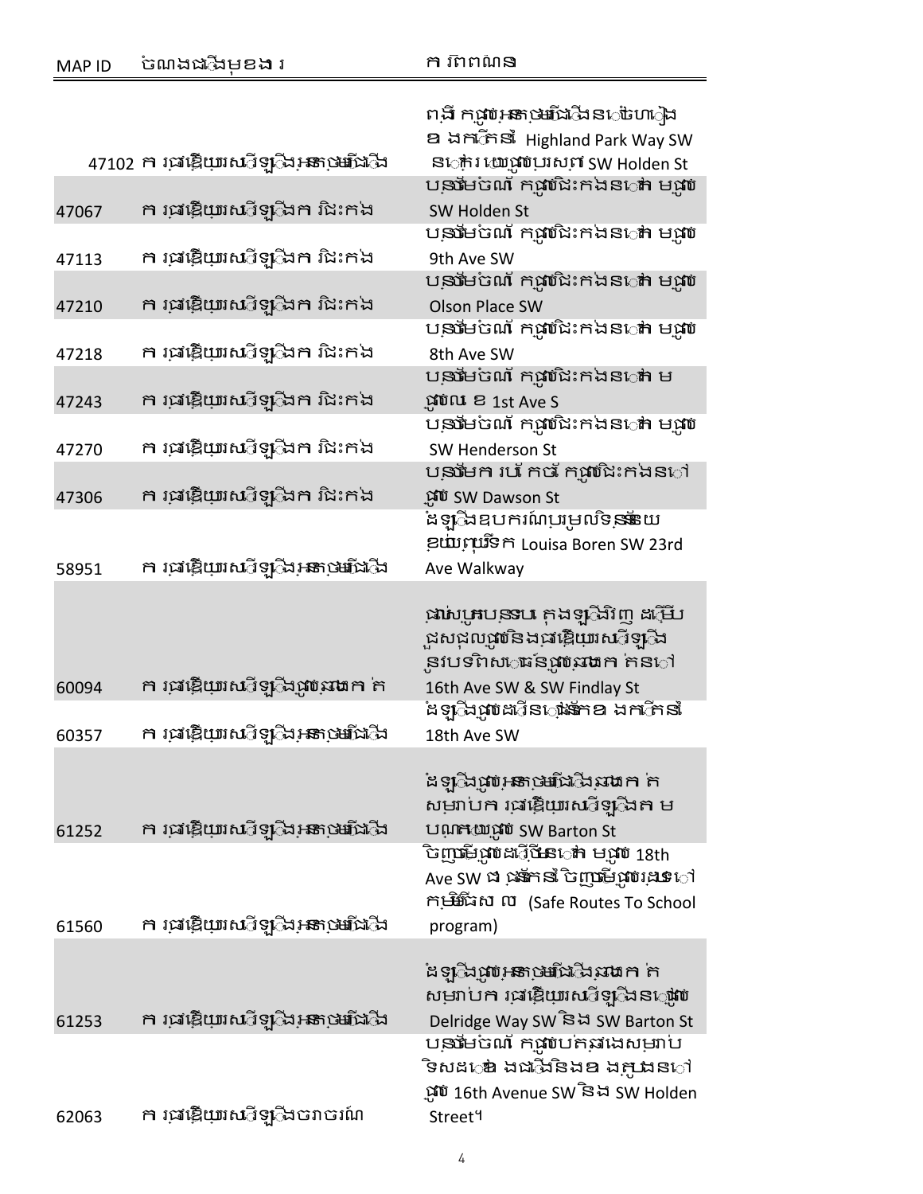| MAP ID | ចំណងជើងមុខងារ | ការពិពណ៌នា |
|---|---|---|
| 47102 | ការផ្ដោតលើយានសុវត្ថិភាពថ្មើរជើង | ពង្រីកផ្លូវថ្មើរជើងនៅប៉ែកខាងកើតនៃ Highland Park Way SW ពីផ្លូវ SW Holden St |
| 47067 | ការផ្ដោតលើយានសុវត្ថិភាពការឆ្លងកាត់ | បន្ថែមចំណតឆ្លងកាត់នៅតាមផ្លូវ SW Holden St |
| 47113 | ការផ្ដោតលើយានសុវត្ថិភាពការឆ្លងកាត់ | បន្ថែមចំណតឆ្លងកាត់នៅតាមផ្លូវ 9th Ave SW |
| 47210 | ការផ្ដោតលើយានសុវត្ថិភាពការឆ្លងកាត់ | បន្ថែមចំណតឆ្លងកាត់នៅតាមផ្លូវ Olson Place SW |
| 47218 | ការផ្ដោតលើយានសុវត្ថិភាពការឆ្លងកាត់ | បន្ថែមចំណតឆ្លងកាត់នៅតាមផ្លូវ 8th Ave SW |
| 47243 | ការផ្ដោតលើយានសុវត្ថិភាពការឆ្លងកាត់ | បន្ថែមចំណតឆ្លងកាត់នៅតាមផ្លូវលេខ 1st Ave S |
| 47270 | ការផ្ដោតលើយានសុវត្ថិភាពការឆ្លងកាត់ | បន្ថែមចំណតឆ្លងកាត់នៅតាមផ្លូវ SW Henderson St |
| 47306 | ការផ្ដោតលើយានសុវត្ថិភាពការឆ្លងកាត់ | បន្ថែមការបកប្រែកម្ពស់ឆ្លងកាត់នៅផ្លូវ SW Dawson St |
| 58951 | ការផ្ដោតលើយានសុវត្ថិភាពថ្មើរជើង | ដំឡើងឧបករណ៍បរិក្ខារសុវត្ថិភាពនៅខ្សែផ្លូវ Louisa Boren SW 23rd Ave Walkway |
| 60094 | ការផ្ដោតលើយានសុវត្ថិភាពផ្លូវបំបែក | ផ្លាស់ប្តូរបន្ទប់រង្វង់ផ្លូវវិញដើម្បីជួសជុលផ្លូវនិងការផ្ដោតលើយានសុវត្ថិភាពនៅផ្លូវបំបែកនៅ 16th Ave SW & SW Findlay St |
| 60357 | ការផ្ដោតលើយានសុវត្ថិភាពថ្មើរជើង | ដំឡើងផ្លូវដើរនៅផ្នែកខាងកើតនៃ 18th Ave SW |
| 61252 | ការផ្ដោតលើយានសុវត្ថិភាពថ្មើរជើង | ដំឡើងផ្លូវថ្មើរជើងផ្លូវបំបែកសម្រាប់ការផ្ដោតលើយានសុវត្ថិភាពតាមបណ្តោយផ្លូវ SW Barton St |
| 61560 | ការផ្ដោតលើយានសុវត្ថិភាពថ្មើរជើង | បញ្ចប់ផ្លូវដើរថ្មីនៅតាមផ្លូវ 18th Ave SW ជាផ្នែកនៃបញ្ចប់ផ្លូវទៅកម្មវិធីសាលា (Safe Routes To School program) |
| 61253 | ការផ្ដោតលើយានសុវត្ថិភាពថ្មើរជើង | ដំឡើងផ្លូវថ្មើរជើងផ្លូវបំបែកសម្រាប់ការផ្ដោតលើយានសុវត្ថិភាពនៅផ្លូវ Delridge Way SW និង SW Barton St |
| 62063 | ការផ្ដោតលើយានសុវត្ថិភាពចរាចរណ៍ | បន្ថែមចំណតឆ្លងកាត់សម្រាប់ទិសដៅខាងជើងនិងខាងត្បូងនៅផ្លូវ 16th Avenue SW និង SW Holden Street។ |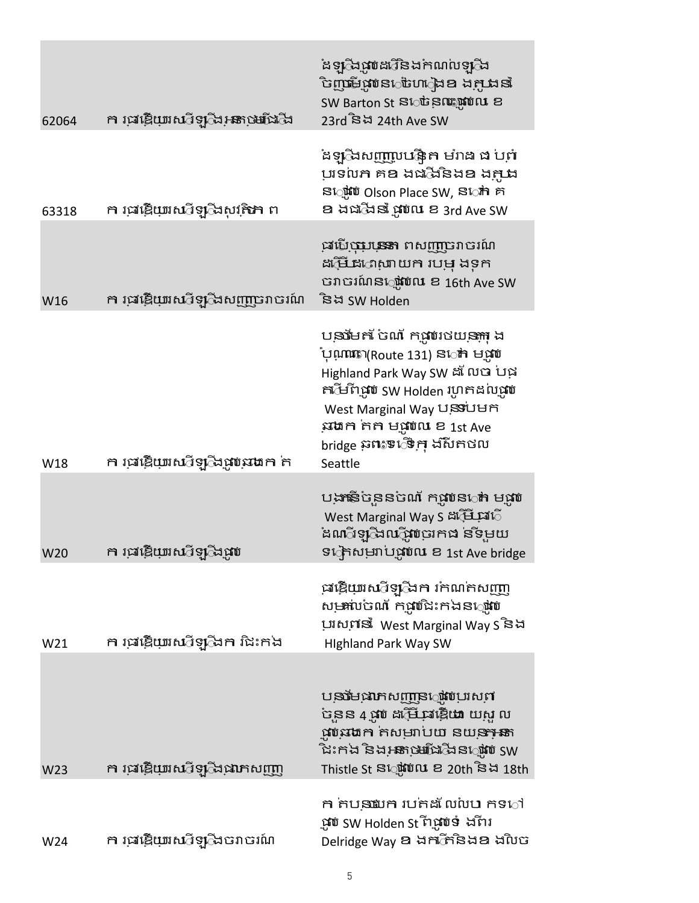| | | |
|---|---|---|
| 62064 | ការផ្តើមយុវសវីទ្បេងអ្នកថ្មើជើង | ដំទ្បើងផ្លូវដើរនិងកំណល់ទ្បើង ចិញ្ចើមផ្លូវនៅចំហៀងខាងត្បូងនៃ SW Barton St នៅចន្លោះផ្លូវលេខ 23rd និង 24th Ave SW |
| 63318 | ការផ្តើមយុវសវីទ្បេងសុវត្ថិភាព | ដំទ្បើងសញ្ញាលបន្ថិតល្បឿន ម៉ាង ផ បញ្ចាំ បារទល់កគខាងជើងនិងខាងត្បូង នៅផ្លូវ Olson Place SW, នៅកែងខាងជើងនៃផ្លូវលេខ 3rd Ave SW |
| W16 | ការផ្តើមយុវសវីទ្បេងសញ្ញាចរាចរណ៍ | ផាលើស្តុបបន្ទា ពសញ្ញាចរាចរណ៍ ដើម្បីដោះស្រាយការបម្រុងទុក ចរាចរណ៍នៅផ្លូវលេខ 16th Ave SW និង SW Holden |
| W18 | ការផ្តើមយុវសវីទ្បេងផ្លូវឆ្លងកាត់ | បន្ថែមគំចំណតកផ្លូវរថយន្តក្រុង ប៉ុណ្ណោះ(Route 131) នៅកំ មផ្លូវ Highland Park Way SW ដែលចាប់ផ្ តើមពីផ្លូវ SW Holden រហូតដល់ផ្លូវ West Marginal Way បន្ទាប់មក ឆ្លងកាត់តាមផ្លូវលេខ 1st Ave bridge ឆ្ពោះទៅទីក្រុងសីតថល Seattle |
| W20 | ការផ្តើមយុវសវីទ្បេងផ្លូវ | បង្កើនចំនួនចំណតកផ្លូវនៅកំ មផ្លូវ West Marginal Way S ដើម្បីផ្តើមដំណើរទ្បើងលើផ្លូវចរាកចរទីមួយ ទៀតសម្រាប់ផ្លូវលេខ 1st Ave bridge |
| W21 | ការផ្តើមយុវសវីទ្បេងការជិះកង់ | ផ្តើមយុវសវីទ្បេងការកំណត់គសញ្ញា សម្គាល់ចំណតកផ្លូវជិះកង់នៅផ្លូវ ប្រសព្វនៃ West Marginal Way S និង HIghland Park Way SW |
| W23 | ការផ្តើមយុវសវីទ្បេងផ្លាកសញ្ញា | បន្ថែមផ្លាកសញ្ញានៅផ្លូវប្រសព្វ ចំនួន 4 ផ្លូវ ដើម្បីផ្តើមយុវសួល ផ្លូវឆ្លងកាត់សម្រាប់យានយន្តអ្នក ជិះកង់ និងអ្នកថ្មើជើងនៅផ្លូវ SW Thistle St នៅផ្លូវលេខ 20th និង 18th |
| W24 | ការផ្តើមយុវសវីទ្បេងចរាចរណ៍ | កាត់បន្ថយការបត់ដែលលំបាកទៅ ផ្លូវ SW Holden St ពីផ្លូវទំ ងពីរ Delridge Way ខាងកើតនិងខាងលិច |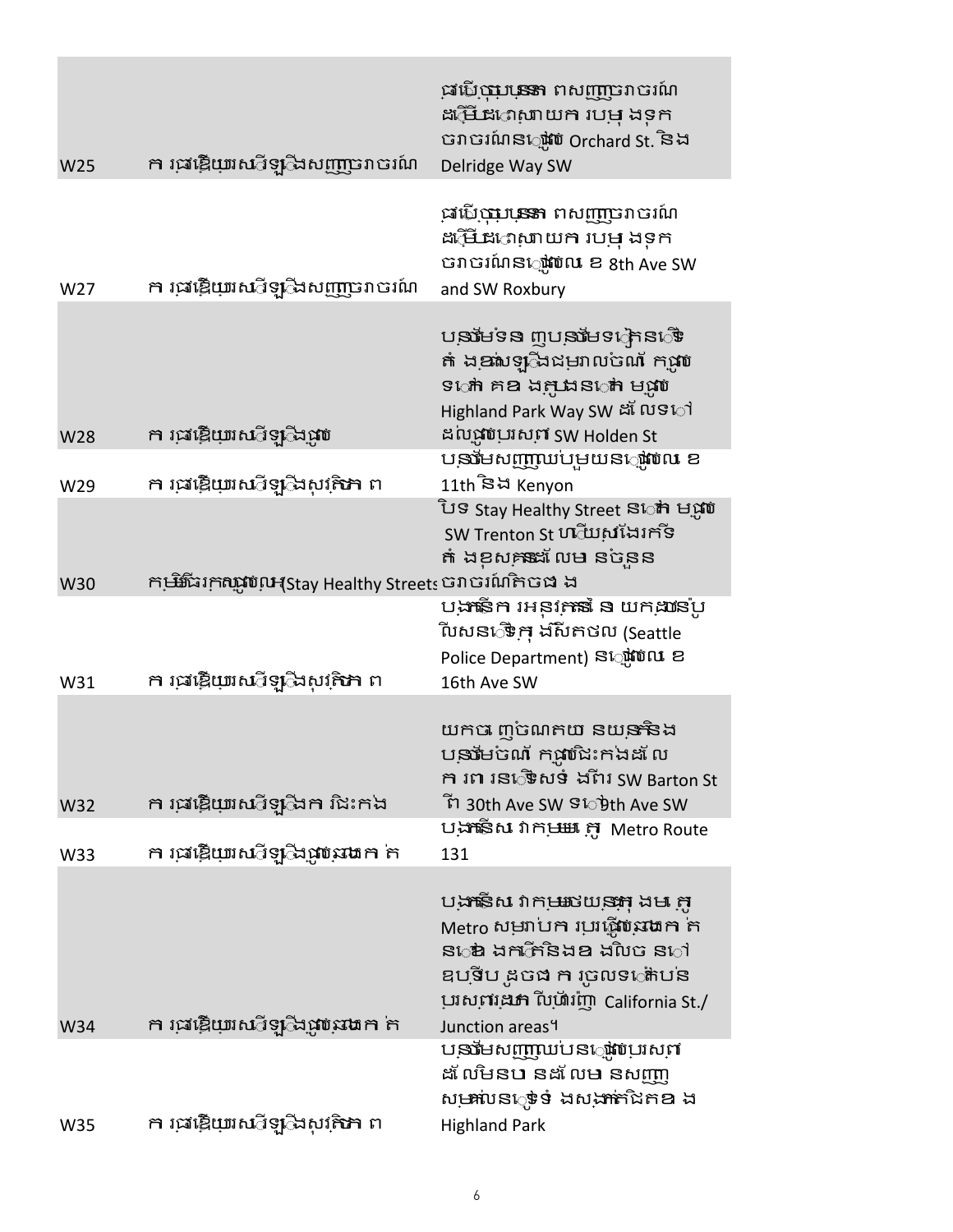| | | |
|---|---|---|
| W25 | ការផ្ដើយរសវិទ្យុងសញ្ញាចរាចរណ៍ | ផលើលុបុបន្ទោះ ពសញ្ញាចរាចរណ៍ ដម្បីជរោសាយក របម្ងទុក ចរាចរណ៍នៅផ្លូវ Orchard St. និង Delridge Way SW |
| W27 | ការផ្ដើយរសវិទ្យុងសញ្ញាចរាចរណ៍ | ផលើលុបុបន្ទោះ ពសញ្ញាចរាចរណ៍ ដម្បីជរោសាយក របម្ងទុក ចរាចរណ៍នៅផ្លូវលេខ 8th Ave SW and SW Roxbury |
| W28 | ការផ្ដើយរសវិទ្យុងផ្លូវ | បន្ថែមទំនាញបន្ថែមទៅក្នុងទីតាំងខ្សែទ្បិងជម្រាលចំណតកផ្លូវទៅកាន់គខងក្នុងនៅតាមផ្លូវ Highland Park Way SW ដែលទៅដល់ផ្លូវប្រសព្វ SW Holden St |
| W29 | ការផ្ដើយរសវិទ្យុងសុវត្ថិភាព | បន្ថែមសញ្ញាឈប់បួយនៅផ្លូវលេខ 11th និង Kenyon |
| W30 | កម្មវិធីរក្សាផ្លូវឲ្យ(Stay Healthy Streets | បិទ Stay Healthy Street នៅតាមផ្លូវ SW Trenton St ហើយស្វែងរកទីតាំងខុសគ្នាដែលមានចំនួនចរាចរណ៍តិចជាង |
| W31 | ការផ្ដើយរសវិទ្យុងសុវត្ថិភាព | បង្កើនការអនុវត្តនៃនយកដ្ឋានប៉ូលីសនៅក្នុងសៀតថល (Seattle Police Department) នៅផ្លូវលេខ 16th Ave SW |
| W32 | ការផ្ដើយរសវិទ្យុងការជិះកង់ | យកចេញចំណតយានយន្តនិងបន្ថែមចំណតកផ្លូវជិះកង់ដែលការពារនៅសងខាងពីរ SW Barton St ពី 30th Ave SW ទៅ 9th Ave SW |
| W33 | ការផ្ដើយរសវិទ្យុងផ្លូវសាធារណៈ | បង្កើនសេវាកម្មតាម Metro Route 131 |
| W34 | ការផ្ដើយរសវិទ្យុងផ្លូវសាធារណៈ | បង្កើនសេវាកម្មរថយន្តក្រុងតាម Metro សម្រាប់ការប្រើផ្លូវសាធារណៈនៅខាងកើតនិងខាងលិចនៅឧបទ្វីប ដូចជាការចូលទៅកាន់ប្រសព្វផ្លូវ California St./ Junction areas។ |
| W35 | ការផ្ដើយរសវិទ្យុងសុវត្ថិភាព | បន្ថែមសញ្ញាឈប់នៅផ្លូវប្រសព្វដែលមិនបានដាក់សញ្ញាសម្គាល់នៅទូទាំងសង្កាត់ជិតខាង Highland Park |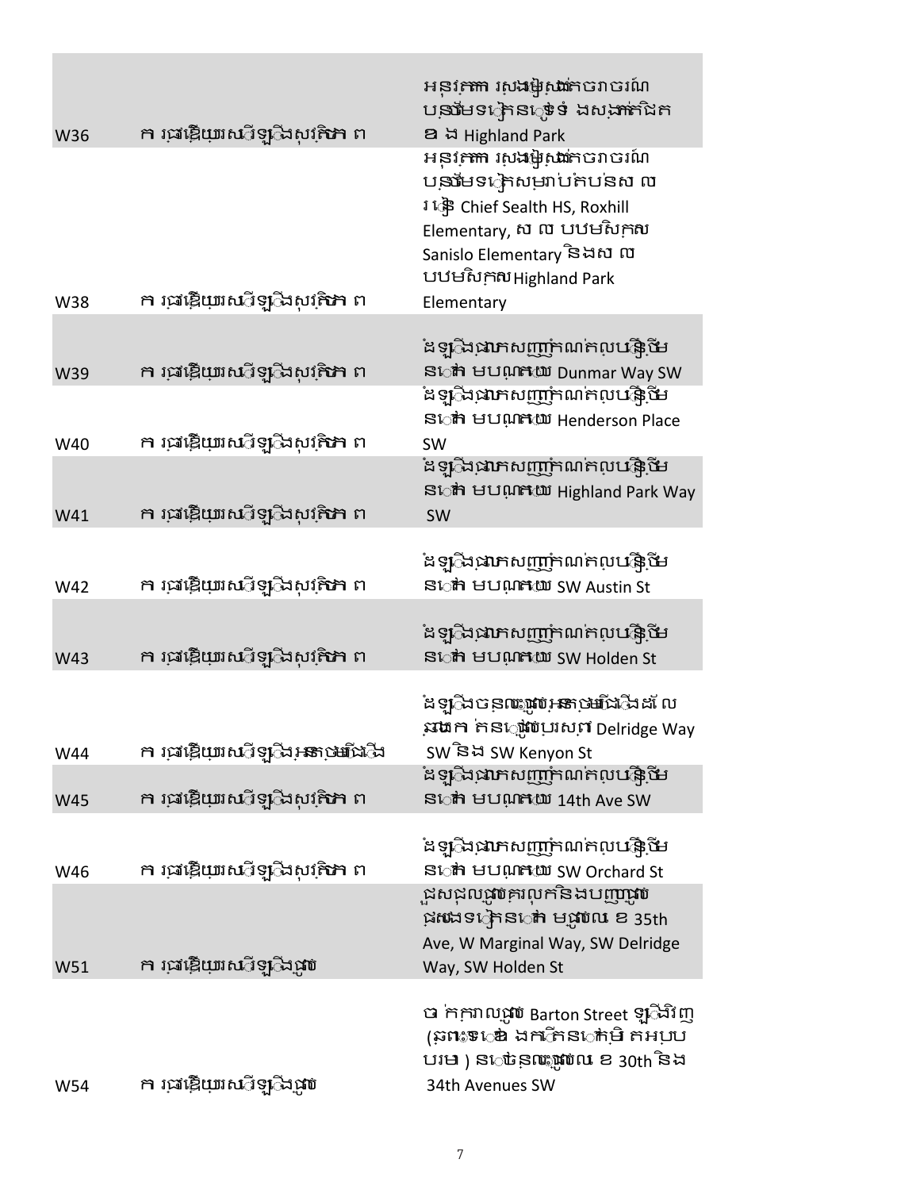| | | |
|---|---|---|
| W36 | ក រជ្រមើយារសុវិត្ថិភាពសុវត្ថិភា ព | អនុវត្តការ រសុវត្ថិភាពចរាចរណ៍ បន្ថែមទៀតនៅតាម ជ្រុងសង្កាត់ជិត ខាង Highland Park |
| W38 | ក ររជ្រមើយារសុវិត្ថិភាពសុវត្ថិភា ព | អនុវត្តការ រសុវត្ថិភាពចរាចរណ៍ បន្ថែមទៀតសម្រាប់តំបន់សាលារៀន Chief Sealth HS, Roxhill Elementary, សាលាបឋមសិក្សា Sanislo Elementary និងសាលាបឋមសិក្សា Highland Park Elementary |
| W39 | ក ររជ្រមើយារសុវិត្ថិភាពសុវត្ថិភា ព | ដំឡើងផ្លាកសញ្ញាកំណត់ល្បឿនថ្មីនៅតាមបណ្តោយ Dunmar Way SW |
| W40 | ក ររជ្រមើយារសុវិត្ថិភាពសុវត្ថិភា ព | ដំឡើងផ្លាកសញ្ញាកំណត់ល្បឿនថ្មីនៅតាមបណ្តោយ Henderson Place SW |
| W41 | ក ររជ្រមើយារសុវិត្ថិភាពសុវត្ថិភា ព | ដំឡើងផ្លាកសញ្ញាកំណត់ល្បឿនថ្មីនៅតាមបណ្តោយ Highland Park Way SW |
| W42 | ក ររជ្រមើយារសុវិត្ថិភាពសុវត្ថិភា ព | ដំឡើងផ្លាកសញ្ញាកំណត់ល្បឿនថ្មីនៅតាមបណ្តោយ SW Austin St |
| W43 | ក ររជ្រមើយារសុវិត្ថិភាពសុវត្ថិភា ព | ដំឡើងផ្លាកសញ្ញាកំណត់ល្បឿនថ្មីនៅតាមបណ្តោយ SW Holden St |
| W44 | ក ររជ្រមើយារសុវិត្ថិភាពអ្នកថ្មើរជើង | ដំឡើងចំណុចឆ្លងផ្លូវអ្នកថ្មើរជើងដែលរាបកត់ត្រានៅផ្លូវបំបែកលាដ Delridge Way SW និង SW Kenyon St |
| W45 | ក ររជ្រមើយារសុវិត្ថិភាពសុវត្ថិភា ព | ដំឡើងផ្លាកសញ្ញាកំណត់ល្បឿនថ្មីនៅតាមបណ្តោយ 14th Ave SW |
| W46 | ក ររជ្រមើយារសុវិត្ថិភាពសុវត្ថិភា ព | ដំឡើងផ្លាកសញ្ញាកំណត់ល្បឿនថ្មីនៅតាមបណ្តោយ SW Orchard St |
| W51 | ក ររជ្រមើយារសុវិត្ថិភាពផ្លូវ | ជួសជុលផ្លូវគ្រលុកនិងបញ្ហាផ្លូវផ្សេងទៀតនៅតាមផ្លូវលេខ 35th Ave, W Marginal Way, SW Delridge Way, SW Holden St |
| W54 | ក ររជ្រមើយារសុវិត្ថិភាពផ្លូវ | ចាក់កម្រាលផ្លូវ Barton Street ឡើងវិញ (ផ្លូវនោះខូចខាតដោយសារតែការរំខានរបស់ឫសឈើ) នៅចន្លោះផ្លូវលេខ 30th និង 34th Avenues SW |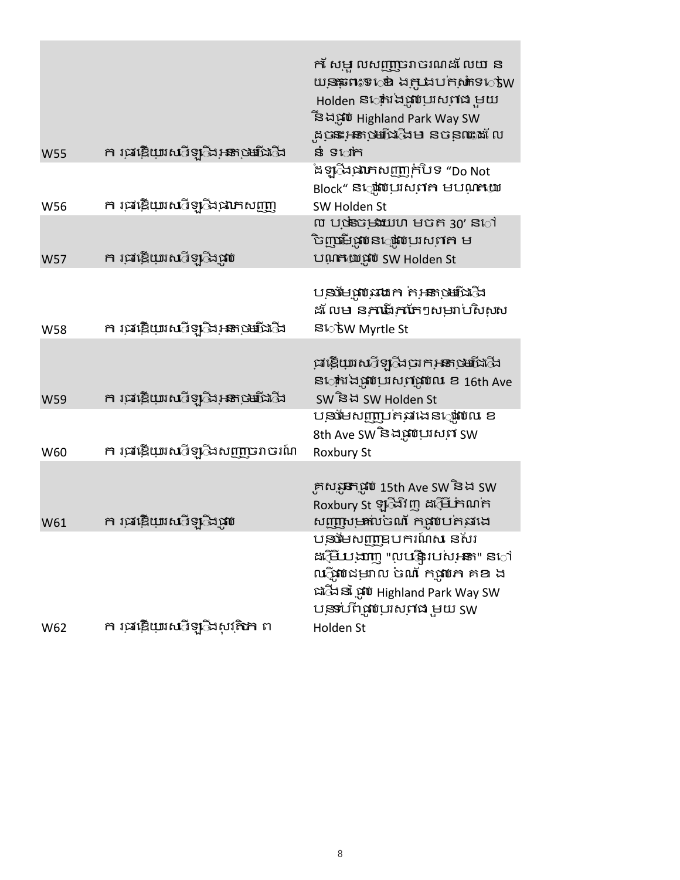| | | |
|---|---|---|
| W55 | ការធ្វើឱ្យប្រសើរឡើងអ្នកថ្មើរជើង | ការសម្អាតសញ្ញាចរាចរណ៍ដែលយានយន្តបត់ស្តាំទៅ SW Holden នៅកាច់ផ្លូវប្រសព្វមួយនឹងផ្លូវ Highland Park Way SW ដូចនេះអ្នកថ្មើរជើងមានចន្លោះដែលនាំទៅក |
| W56 | ការធ្វើឱ្យប្រសើរឡើងផ្លាកសញ្ញា | ដំឡើងផ្លាកសញ្ញាកុំបិទ "Do Not Block" នៅផ្លូវប្រសព្វតាមបណ្តោយ SW Holden St |
| W57 | ការធ្វើឱ្យប្រសើរឡើងផ្លូវ | លុបបន្ទះចម្ងាយហាមចត 30' នៅចិញ្ចើមផ្លូវនៅផ្លូវប្រសព្វតាមបណ្តោយផ្លូវ SW Holden St |
| W58 | ការធ្វើឱ្យប្រសើរឡើងអ្នកថ្មើរជើង | បន្ថែមផ្លូវឆ្លងកាត់អ្នកថ្មើរជើងដែលមានការសម្គាល់ភ្លឺៗសម្រាប់សិស្សនៅ SW Myrtle St |
| W59 | ការធ្វើឱ្យប្រសើរឡើងអ្នកថ្មើរជើង | ធ្វើឱ្យប្រសើរឡើងចរាចរអ្នកថ្មើរជើងនៅកាច់ផ្លូវប្រសព្វផ្លូវលេខ 16th Ave SW និង SW Holden St |
| W60 | ការធ្វើឱ្យប្រសើរឡើងសញ្ញាចរាចរណ៍ | បន្ថែមសញ្ញាបត់ឆ្វេងនៅផ្លូវលេខ 8th Ave SW និងផ្លូវប្រសព្វ SW Roxbury St |
| W61 | ការធ្វើឱ្យប្រសើរឡើងផ្លូវ | គូសឆ្នូតផ្លូវ 15th Ave SW និង SW Roxbury St ឡើងវិញ ដើម្បីកំណត់សញ្ញាសម្រាប់ចំណតកផ្លូវបត់ឆ្វេង |
| W62 | ការធ្វើឱ្យប្រសើរឡើងសុវត្ថិភាព | បន្ថែមសញ្ញាឧបករណ៍សនស័រដើម្បីបង្ហាញ "លុបឡានរបស់អ្នក" នៅលើផ្លូវដម្រាលចំណតកផ្លូវភាគខាងជើងនៃផ្លូវ Highland Park Way SW បន្ទាប់ពីផ្លូវប្រសព្វមួយ SW Holden St |